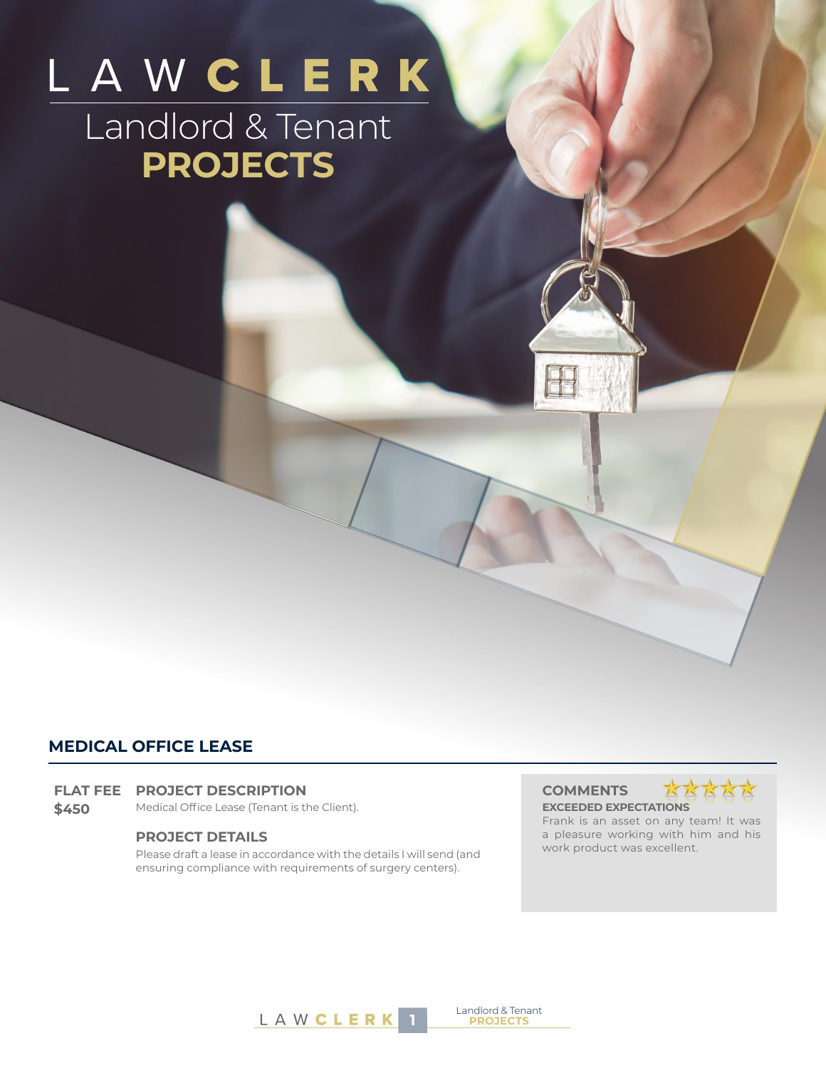# LAW CLERK

## Landlord & Tenant PROJECTS

### MEDICAL OFFICE LEASE

**FLAT FEE**
**$450**

**PROJECT DESCRIPTION**

Medical Office Lease (Tenant is the Client).

**PROJECT DETAILS**

Please draft a lease in accordance with the details I will send (and ensuring compliance with requirements of surgery centers).

**COMMENTS** ★★★★★

**EXCEEDED EXPECTATIONS**

Frank is an asset on any team! It was a pleasure working with him and his work product was excellent.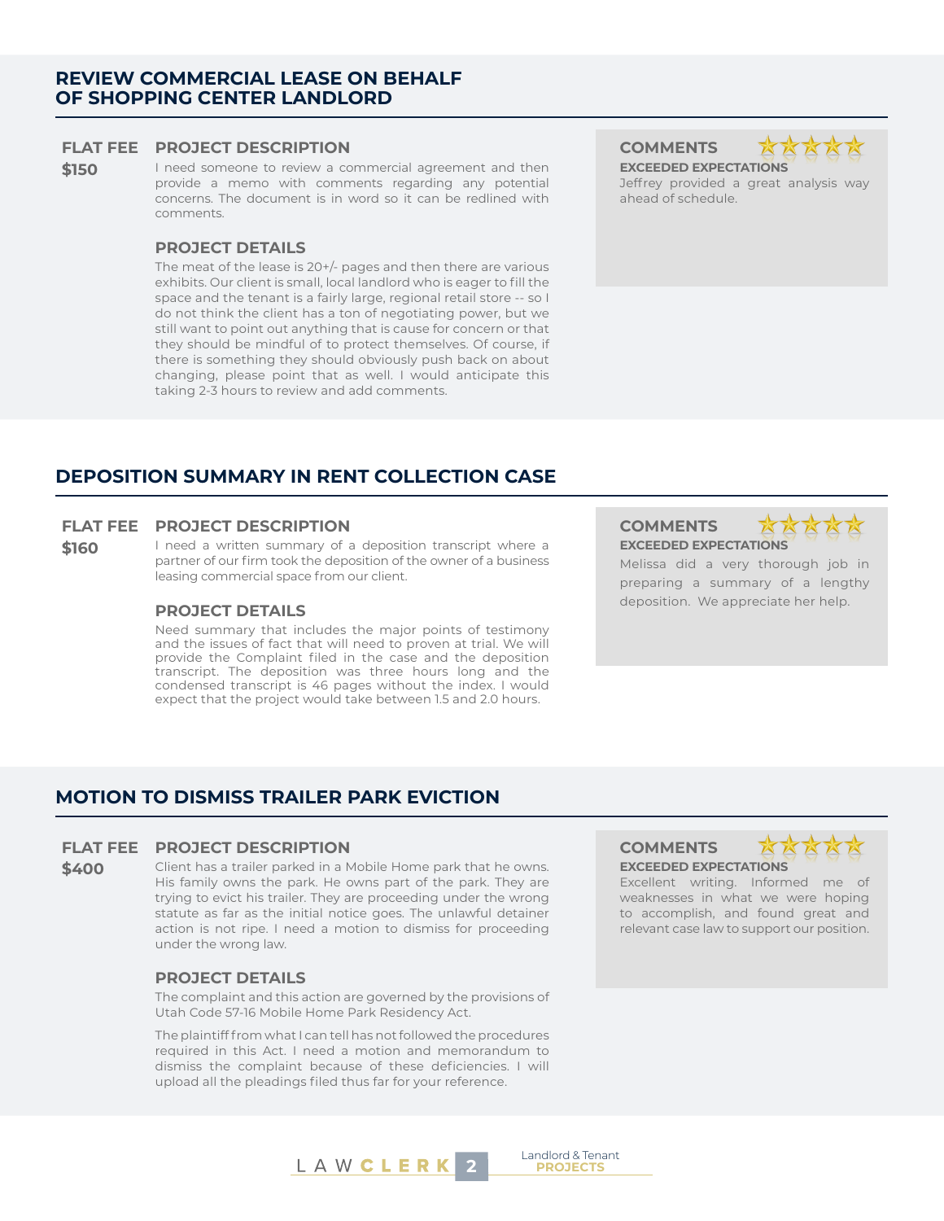## REVIEW COMMERCIAL LEASE ON BEHALF OF SHOPPING CENTER LANDLORD

**FLAT FEE**

**$150**

### PROJECT DESCRIPTION

I need someone to review a commercial agreement and then provide a memo with comments regarding any potential concerns. The document is in word so it can be redlined with comments.

### PROJECT DETAILS

The meat of the lease is 20+/- pages and then there are various exhibits. Our client is small, local landlord who is eager to fill the space and the tenant is a fairly large, regional retail store -- so I do not think the client has a ton of negotiating power, but we still want to point out anything that is cause for concern or that they should be mindful of to protect themselves. Of course, if there is something they should obviously push back on about changing, please point that as well. I would anticipate this taking 2-3 hours to review and add comments.

### COMMENTS

**EXCEEDED EXPECTATIONS**

Jeffrey provided a great analysis way ahead of schedule.

## DEPOSITION SUMMARY IN RENT COLLECTION CASE

**FLAT FEE**

**$160**

### PROJECT DESCRIPTION

I need a written summary of a deposition transcript where a partner of our firm took the deposition of the owner of a business leasing commercial space from our client.

### PROJECT DETAILS

Need summary that includes the major points of testimony and the issues of fact that will need to proven at trial. We will provide the Complaint filed in the case and the deposition transcript. The deposition was three hours long and the condensed transcript is 46 pages without the index. I would expect that the project would take between 1.5 and 2.0 hours.

### COMMENTS

**EXCEEDED EXPECTATIONS**

Melissa did a very thorough job in preparing a summary of a lengthy deposition. We appreciate her help.

## MOTION TO DISMISS TRAILER PARK EVICTION

**FLAT FEE**

**$400**

### PROJECT DESCRIPTION

Client has a trailer parked in a Mobile Home park that he owns. His family owns the park. He owns part of the park. They are trying to evict his trailer. They are proceeding under the wrong statute as far as the initial notice goes. The unlawful detainer action is not ripe. I need a motion to dismiss for proceeding under the wrong law.

### PROJECT DETAILS

The complaint and this action are governed by the provisions of Utah Code 57-16 Mobile Home Park Residency Act.

The plaintiff from what I can tell has not followed the procedures required in this Act. I need a motion and memorandum to dismiss the complaint because of these deficiencies. I will upload all the pleadings filed thus far for your reference.

### COMMENTS

**EXCEEDED EXPECTATIONS**

Excellent writing. Informed me of weaknesses in what we were hoping to accomplish, and found great and relevant case law to support our position.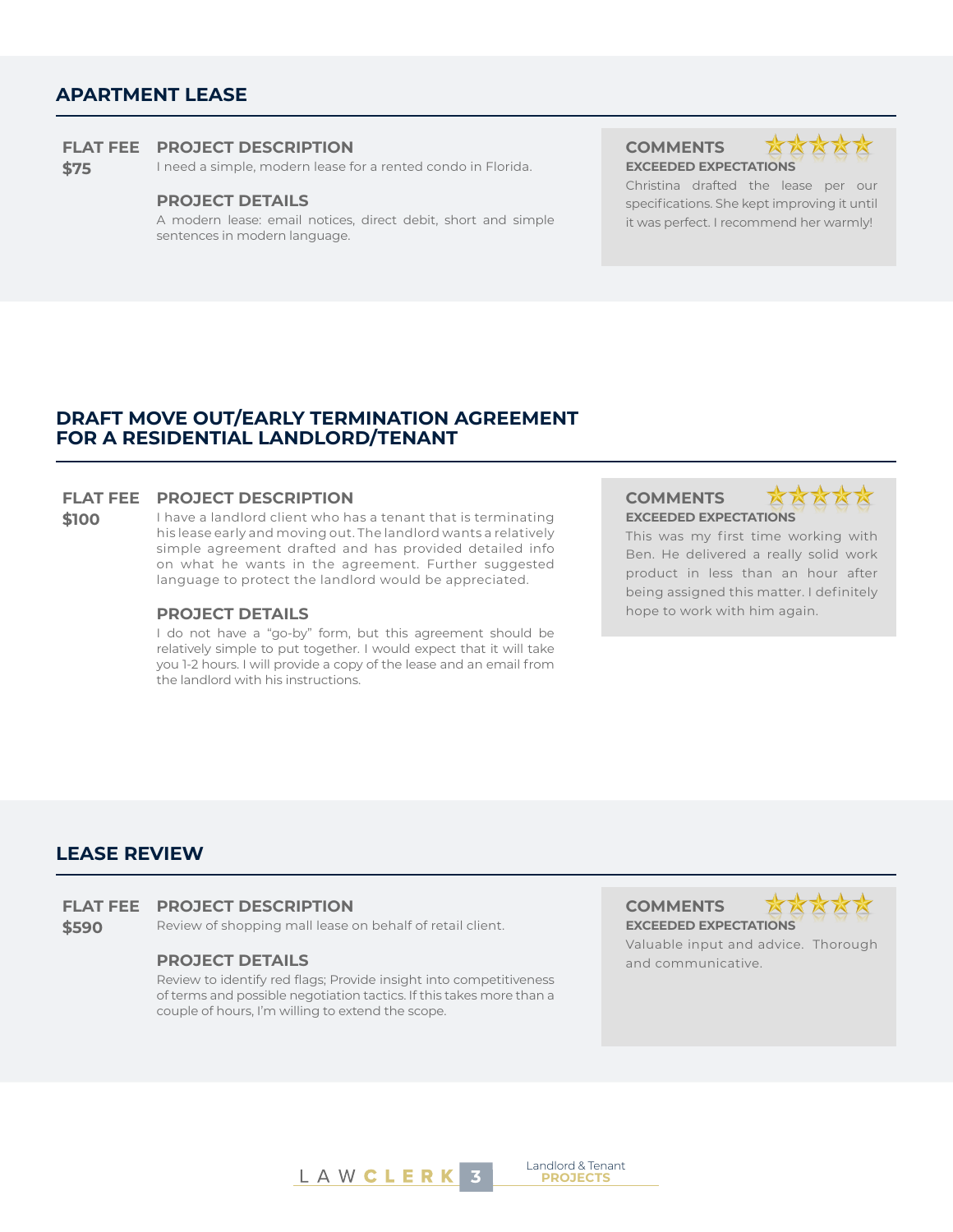## APARTMENT LEASE

**FLAT FEE**
**$75**

### PROJECT DESCRIPTION

I need a simple, modern lease for a rented condo in Florida.

### PROJECT DETAILS

A modern lease: email notices, direct debit, short and simple sentences in modern language.

### COMMENTS

**EXCEEDED EXPECTATIONS**

Christina drafted the lease per our specifications. She kept improving it until it was perfect. I recommend her warmly!

## DRAFT MOVE OUT/EARLY TERMINATION AGREEMENT FOR A RESIDENTIAL LANDLORD/TENANT

**FLAT FEE**
**$100**

### PROJECT DESCRIPTION

I have a landlord client who has a tenant that is terminating his lease early and moving out. The landlord wants a relatively simple agreement drafted and has provided detailed info on what he wants in the agreement. Further suggested language to protect the landlord would be appreciated.

### PROJECT DETAILS

I do not have a "go-by" form, but this agreement should be relatively simple to put together. I would expect that it will take you 1-2 hours. I will provide a copy of the lease and an email from the landlord with his instructions.

### COMMENTS

**EXCEEDED EXPECTATIONS**

This was my first time working with Ben. He delivered a really solid work product in less than an hour after being assigned this matter. I definitely hope to work with him again.

## LEASE REVIEW

**FLAT FEE**
**$590**

### PROJECT DESCRIPTION

Review of shopping mall lease on behalf of retail client.

### PROJECT DETAILS

Review to identify red flags; Provide insight into competitiveness of terms and possible negotiation tactics. If this takes more than a couple of hours, I'm willing to extend the scope.

### COMMENTS

**EXCEEDED EXPECTATIONS**

Valuable input and advice. Thorough and communicative.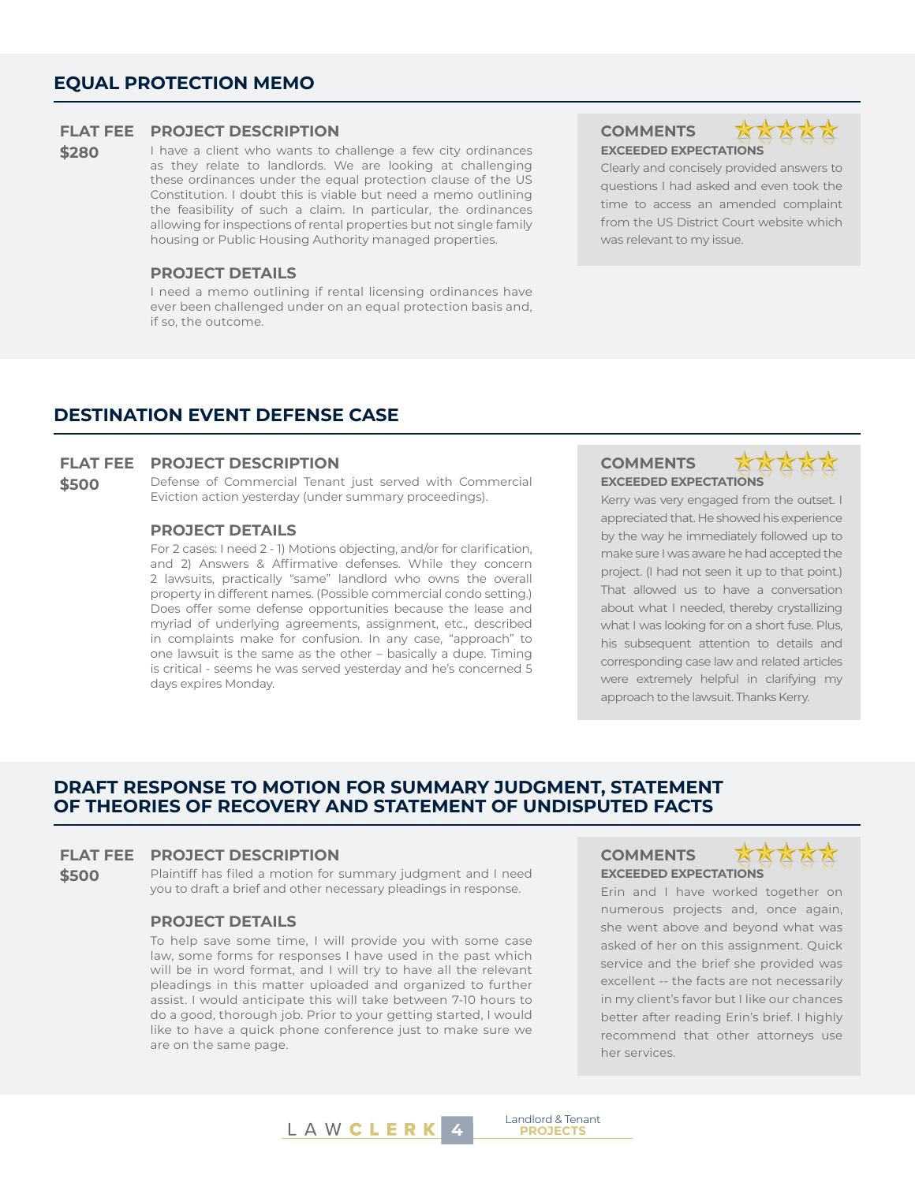## EQUAL PROTECTION MEMO

**FLAT FEE**
**$280**

### PROJECT DESCRIPTION

I have a client who wants to challenge a few city ordinances as they relate to landlords. We are looking at challenging these ordinances under the equal protection clause of the US Constitution. I doubt this is viable but need a memo outlining the feasibility of such a claim. In particular, the ordinances allowing for inspections of rental properties but not single family housing or Public Housing Authority managed properties.

### PROJECT DETAILS

I need a memo outlining if rental licensing ordinances have ever been challenged under on an equal protection basis and, if so, the outcome.

### COMMENTS

**EXCEEDED EXPECTATIONS**

Clearly and concisely provided answers to questions I had asked and even took the time to access an amended complaint from the US District Court website which was relevant to my issue.

## DESTINATION EVENT DEFENSE CASE

**FLAT FEE**
**$500**

### PROJECT DESCRIPTION

Defense of Commercial Tenant just served with Commercial Eviction action yesterday (under summary proceedings).

### PROJECT DETAILS

For 2 cases: I need 2 - 1) Motions objecting, and/or for clarification, and 2) Answers & Affirmative defenses. While they concern 2 lawsuits, practically "same" landlord who owns the overall property in different names. (Possible commercial condo setting.) Does offer some defense opportunities because the lease and myriad of underlying agreements, assignment, etc., described in complaints make for confusion. In any case, "approach" to one lawsuit is the same as the other – basically a dupe. Timing is critical - seems he was served yesterday and he's concerned 5 days expires Monday.

### COMMENTS

**EXCEEDED EXPECTATIONS**

Kerry was very engaged from the outset. I appreciated that. He showed his experience by the way he immediately followed up to make sure I was aware he had accepted the project. (I had not seen it up to that point.) That allowed us to have a conversation about what I needed, thereby crystallizing what I was looking for on a short fuse. Plus, his subsequent attention to details and corresponding case law and related articles were extremely helpful in clarifying my approach to the lawsuit. Thanks Kerry.

## DRAFT RESPONSE TO MOTION FOR SUMMARY JUDGMENT, STATEMENT OF THEORIES OF RECOVERY AND STATEMENT OF UNDISPUTED FACTS

**FLAT FEE**
**$500**

### PROJECT DESCRIPTION

Plaintiff has filed a motion for summary judgment and I need you to draft a brief and other necessary pleadings in response.

### PROJECT DETAILS

To help save some time, I will provide you with some case law, some forms for responses I have used in the past which will be in word format, and I will try to have all the relevant pleadings in this matter uploaded and organized to further assist. I would anticipate this will take between 7-10 hours to do a good, thorough job. Prior to your getting started, I would like to have a quick phone conference just to make sure we are on the same page.

### COMMENTS

**EXCEEDED EXPECTATIONS**

Erin and I have worked together on numerous projects and, once again, she went above and beyond what was asked of her on this assignment. Quick service and the brief she provided was excellent -- the facts are not necessarily in my client's favor but I like our chances better after reading Erin's brief. I highly recommend that other attorneys use her services.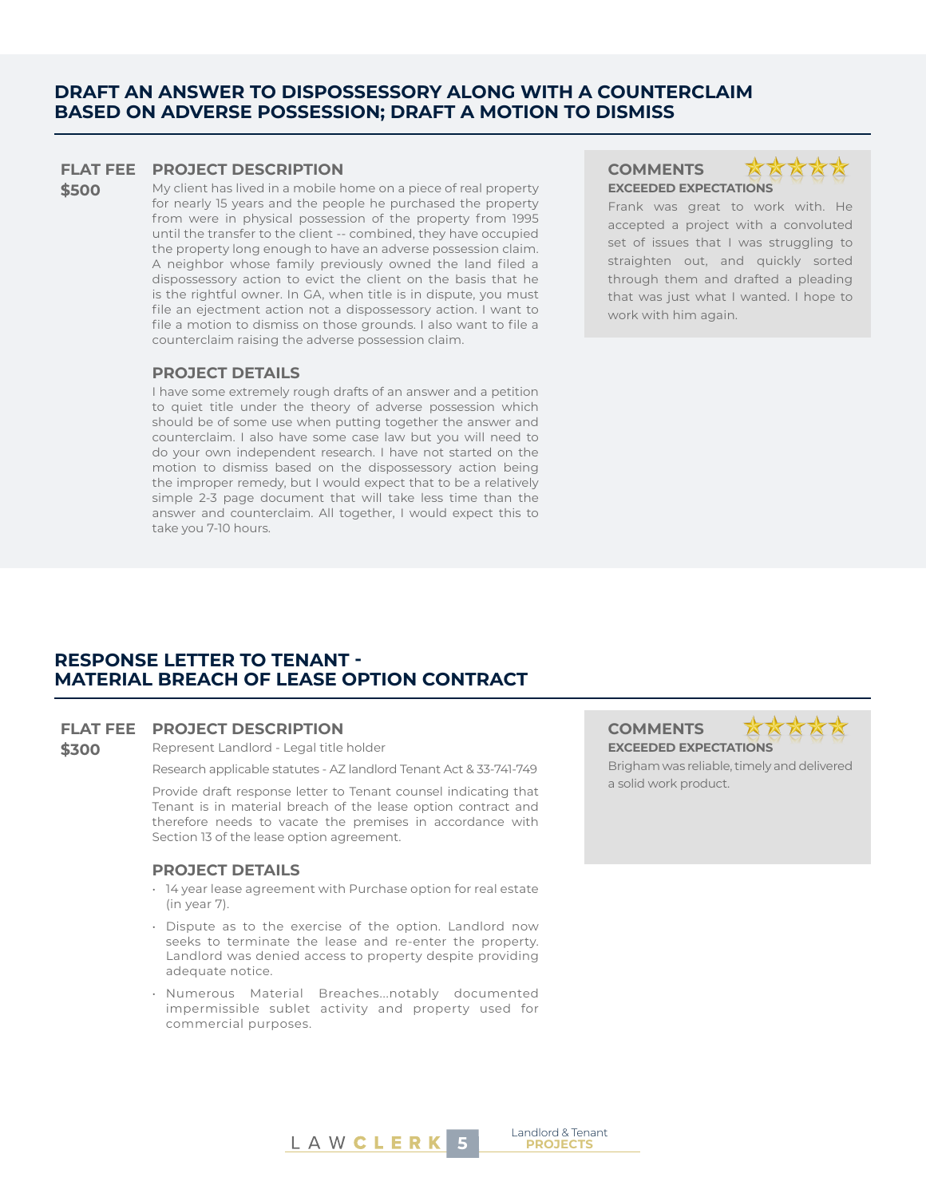## DRAFT AN ANSWER TO DISPOSSESSORY ALONG WITH A COUNTERCLAIM BASED ON ADVERSE POSSESSION; DRAFT A MOTION TO DISMISS

**FLAT FEE**
**$500**

### PROJECT DESCRIPTION

My client has lived in a mobile home on a piece of real property for nearly 15 years and the people he purchased the property from were in physical possession of the property from 1995 until the transfer to the client -- combined, they have occupied the property long enough to have an adverse possession claim. A neighbor whose family previously owned the land filed a dispossessory action to evict the client on the basis that he is the rightful owner. In GA, when title is in dispute, you must file an ejectment action not a dispossessory action. I want to file a motion to dismiss on those grounds. I also want to file a counterclaim raising the adverse possession claim.

### PROJECT DETAILS

I have some extremely rough drafts of an answer and a petition to quiet title under the theory of adverse possession which should be of some use when putting together the answer and counterclaim. I also have some case law but you will need to do your own independent research. I have not started on the motion to dismiss based on the dispossessory action being the improper remedy, but I would expect that to be a relatively simple 2-3 page document that will take less time than the answer and counterclaim. All together, I would expect this to take you 7-10 hours.

### COMMENTS

★★★★★

**EXCEEDED EXPECTATIONS**

Frank was great to work with. He accepted a project with a convoluted set of issues that I was struggling to straighten out, and quickly sorted through them and drafted a pleading that was just what I wanted. I hope to work with him again.

## RESPONSE LETTER TO TENANT - MATERIAL BREACH OF LEASE OPTION CONTRACT

**FLAT FEE**
**$300**

### PROJECT DESCRIPTION

Represent Landlord - Legal title holder

Research applicable statutes - AZ landlord Tenant Act & 33-741-749

Provide draft response letter to Tenant counsel indicating that Tenant is in material breach of the lease option contract and therefore needs to vacate the premises in accordance with Section 13 of the lease option agreement.

### PROJECT DETAILS

- 14 year lease agreement with Purchase option for real estate (in year 7).
- Dispute as to the exercise of the option. Landlord now seeks to terminate the lease and re-enter the property. Landlord was denied access to property despite providing adequate notice.
- Numerous Material Breaches...notably documented impermissible sublet activity and property used for commercial purposes.

### COMMENTS

★★★★★

**EXCEEDED EXPECTATIONS**

Brigham was reliable, timely and delivered a solid work product.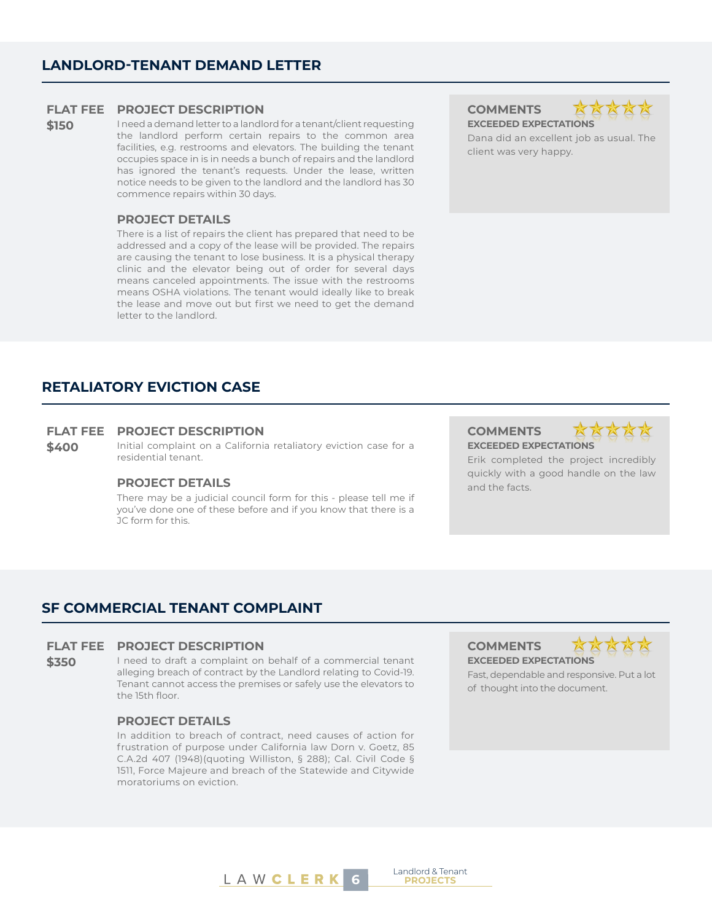## LANDLORD-TENANT DEMAND LETTER

**FLAT FEE**
**$150**

### PROJECT DESCRIPTION

I need a demand letter to a landlord for a tenant/client requesting the landlord perform certain repairs to the common area facilities, e.g. restrooms and elevators. The building the tenant occupies space in is in needs a bunch of repairs and the landlord has ignored the tenant's requests. Under the lease, written notice needs to be given to the landlord and the landlord has 30 commence repairs within 30 days.

### PROJECT DETAILS

There is a list of repairs the client has prepared that need to be addressed and a copy of the lease will be provided. The repairs are causing the tenant to lose business. It is a physical therapy clinic and the elevator being out of order for several days means canceled appointments. The issue with the restrooms means OSHA violations. The tenant would ideally like to break the lease and move out but first we need to get the demand letter to the landlord.

### COMMENTS

**EXCEEDED EXPECTATIONS**

Dana did an excellent job as usual. The client was very happy.

## RETALIATORY EVICTION CASE

**FLAT FEE**
**$400**

### PROJECT DESCRIPTION

Initial complaint on a California retaliatory eviction case for a residential tenant.

### PROJECT DETAILS

There may be a judicial council form for this - please tell me if you've done one of these before and if you know that there is a JC form for this.

### COMMENTS

**EXCEEDED EXPECTATIONS**

Erik completed the project incredibly quickly with a good handle on the law and the facts.

## SF COMMERCIAL TENANT COMPLAINT

**FLAT FEE**
**$350**

### PROJECT DESCRIPTION

I need to draft a complaint on behalf of a commercial tenant alleging breach of contract by the Landlord relating to Covid-19. Tenant cannot access the premises or safely use the elevators to the 15th floor.

### PROJECT DETAILS

In addition to breach of contract, need causes of action for frustration of purpose under California law Dorn v. Goetz, 85 C.A.2d 407 (1948)(quoting Williston, § 288); Cal. Civil Code § 1511, Force Majeure and breach of the Statewide and Citywide moratoriums on eviction.

### COMMENTS

**EXCEEDED EXPECTATIONS**

Fast, dependable and responsive. Put a lot of thought into the document.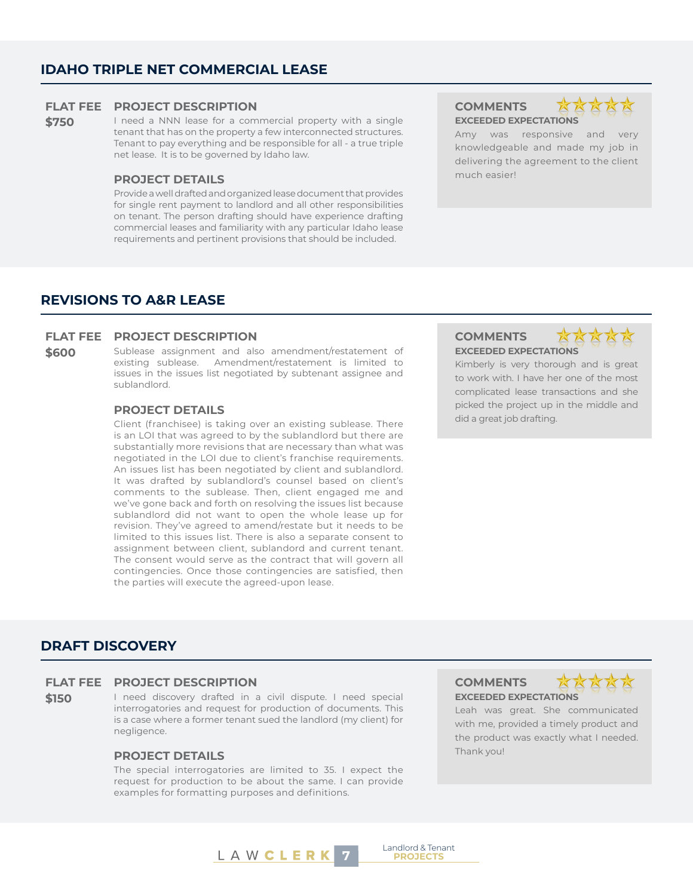## IDAHO TRIPLE NET COMMERCIAL LEASE

**FLAT FEE**
**$750**

### PROJECT DESCRIPTION

I need a NNN lease for a commercial property with a single tenant that has on the property a few interconnected structures. Tenant to pay everything and be responsible for all - a true triple net lease. It is to be governed by Idaho law.

### PROJECT DETAILS

Provide a well drafted and organized lease document that provides for single rent payment to landlord and all other responsibilities on tenant. The person drafting should have experience drafting commercial leases and familiarity with any particular Idaho lease requirements and pertinent provisions that should be included.

### COMMENTS

**EXCEEDED EXPECTATIONS**

Amy was responsive and very knowledgeable and made my job in delivering the agreement to the client much easier!

## REVISIONS TO A&R LEASE

**FLAT FEE**
**$600**

### PROJECT DESCRIPTION

Sublease assignment and also amendment/restatement of existing sublease. Amendment/restatement is limited to issues in the issues list negotiated by subtenant assignee and sublandlord.

### PROJECT DETAILS

Client (franchisee) is taking over an existing sublease. There is an LOI that was agreed to by the sublandlord but there are substantially more revisions that are necessary than what was negotiated in the LOI due to client's franchise requirements. An issues list has been negotiated by client and sublandlord. It was drafted by sublandlord's counsel based on client's comments to the sublease. Then, client engaged me and we've gone back and forth on resolving the issues list because sublandlord did not want to open the whole lease up for revision. They've agreed to amend/restate but it needs to be limited to this issues list. There is also a separate consent to assignment between client, sublandord and current tenant. The consent would serve as the contract that will govern all contingencies. Once those contingencies are satisfied, then the parties will execute the agreed-upon lease.

### COMMENTS

**EXCEEDED EXPECTATIONS**

Kimberly is very thorough and is great to work with. I have her one of the most complicated lease transactions and she picked the project up in the middle and did a great job drafting.

## DRAFT DISCOVERY

**FLAT FEE**
**$150**

### PROJECT DESCRIPTION

I need discovery drafted in a civil dispute. I need special interrogatories and request for production of documents. This is a case where a former tenant sued the landlord (my client) for negligence.

### PROJECT DETAILS

The special interrogatories are limited to 35. I expect the request for production to be about the same. I can provide examples for formatting purposes and definitions.

### COMMENTS

**EXCEEDED EXPECTATIONS**

Leah was great. She communicated with me, provided a timely product and the product was exactly what I needed. Thank you!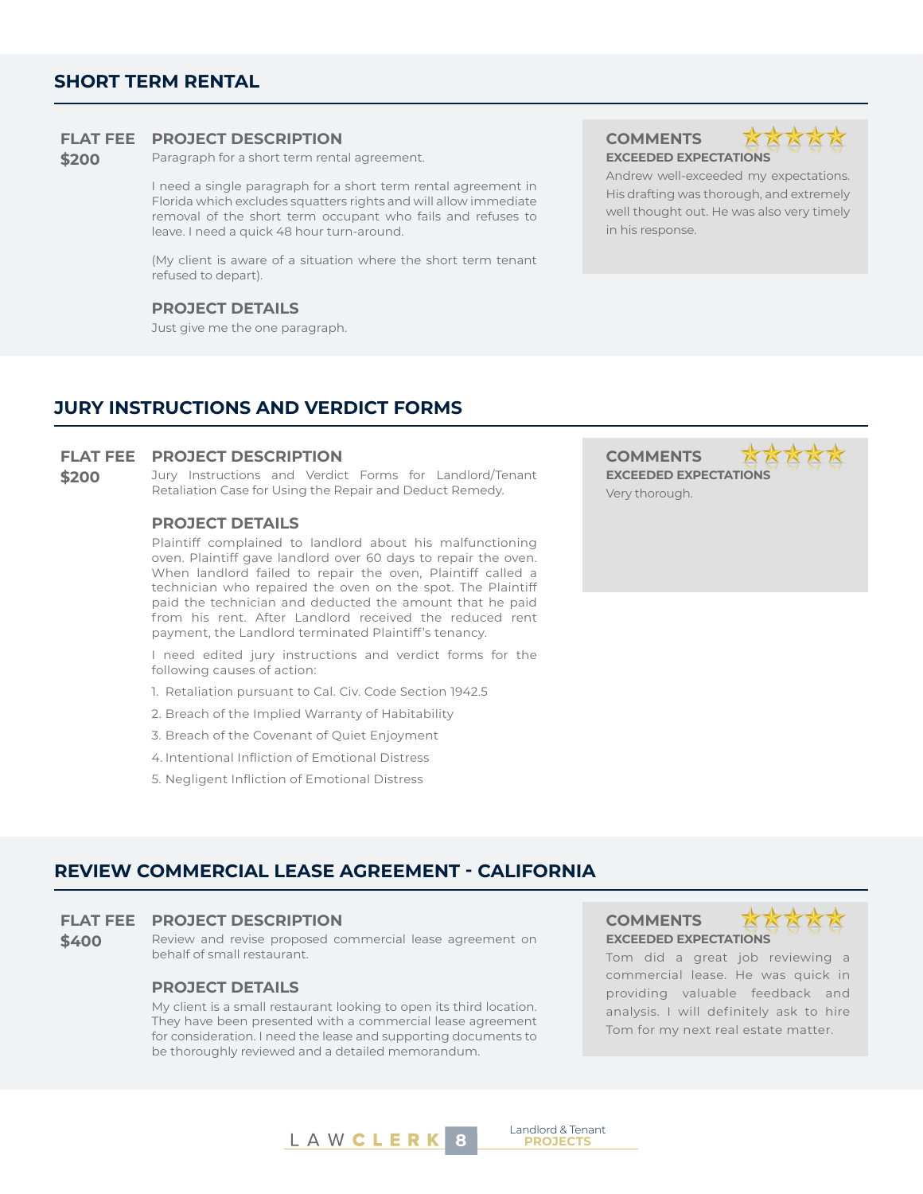## SHORT TERM RENTAL

**FLAT FEE**
**$200**

### PROJECT DESCRIPTION

Paragraph for a short term rental agreement.

I need a single paragraph for a short term rental agreement in Florida which excludes squatters rights and will allow immediate removal of the short term occupant who fails and refuses to leave. I need a quick 48 hour turn-around.

(My client is aware of a situation where the short term tenant refused to depart).

### PROJECT DETAILS

Just give me the one paragraph.

### COMMENTS

**EXCEEDED EXPECTATIONS**

Andrew well-exceeded my expectations. His drafting was thorough, and extremely well thought out. He was also very timely in his response.

## JURY INSTRUCTIONS AND VERDICT FORMS

**FLAT FEE**
**$200**

### PROJECT DESCRIPTION

Jury Instructions and Verdict Forms for Landlord/Tenant Retaliation Case for Using the Repair and Deduct Remedy.

### PROJECT DETAILS

Plaintiff complained to landlord about his malfunctioning oven. Plaintiff gave landlord over 60 days to repair the oven. When landlord failed to repair the oven, Plaintiff called a technician who repaired the oven on the spot. The Plaintiff paid the technician and deducted the amount that he paid from his rent. After Landlord received the reduced rent payment, the Landlord terminated Plaintiff's tenancy.

I need edited jury instructions and verdict forms for the following causes of action:

1. Retaliation pursuant to Cal. Civ. Code Section 1942.5
2. Breach of the Implied Warranty of Habitability
3. Breach of the Covenant of Quiet Enjoyment
4. Intentional Infliction of Emotional Distress
5. Negligent Infliction of Emotional Distress

### COMMENTS

**EXCEEDED EXPECTATIONS**

Very thorough.

## REVIEW COMMERCIAL LEASE AGREEMENT - CALIFORNIA

**FLAT FEE**
**$400**

### PROJECT DESCRIPTION

Review and revise proposed commercial lease agreement on behalf of small restaurant.

### PROJECT DETAILS

My client is a small restaurant looking to open its third location. They have been presented with a commercial lease agreement for consideration. I need the lease and supporting documents to be thoroughly reviewed and a detailed memorandum.

### COMMENTS

**EXCEEDED EXPECTATIONS**

Tom did a great job reviewing a commercial lease. He was quick in providing valuable feedback and analysis. I will definitely ask to hire Tom for my next real estate matter.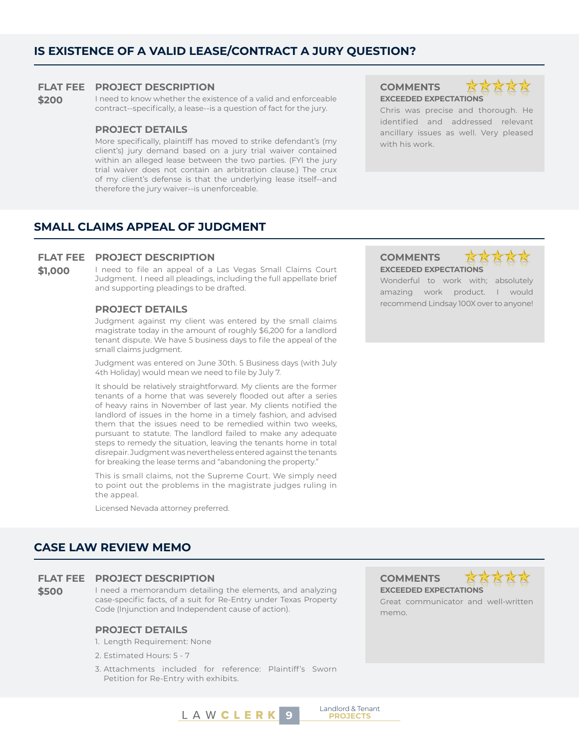## IS EXISTENCE OF A VALID LEASE/CONTRACT A JURY QUESTION?

**FLAT FEE**
**$200**

### PROJECT DESCRIPTION

I need to know whether the existence of a valid and enforceable contract--specifically, a lease--is a question of fact for the jury.

### PROJECT DETAILS

More specifically, plaintiff has moved to strike defendant's (my client's) jury demand based on a jury trial waiver contained within an alleged lease between the two parties. (FYI the jury trial waiver does not contain an arbitration clause.) The crux of my client's defense is that the underlying lease itself--and therefore the jury waiver--is unenforceable.

### COMMENTS

★★★★★

**EXCEEDED EXPECTATIONS**

Chris was precise and thorough. He identified and addressed relevant ancillary issues as well. Very pleased with his work.

## SMALL CLAIMS APPEAL OF JUDGMENT

**FLAT FEE**
**$1,000**

### PROJECT DESCRIPTION

I need to file an appeal of a Las Vegas Small Claims Court Judgment. I need all pleadings, including the full appellate brief and supporting pleadings to be drafted.

### PROJECT DETAILS

Judgment against my client was entered by the small claims magistrate today in the amount of roughly $6,200 for a landlord tenant dispute. We have 5 business days to file the appeal of the small claims judgment.

Judgment was entered on June 30th. 5 Business days (with July 4th Holiday) would mean we need to file by July 7.

It should be relatively straightforward. My clients are the former tenants of a home that was severely flooded out after a series of heavy rains in November of last year. My clients notified the landlord of issues in the home in a timely fashion, and advised them that the issues need to be remedied within two weeks, pursuant to statute. The landlord failed to make any adequate steps to remedy the situation, leaving the tenants home in total disrepair. Judgment was nevertheless entered against the tenants for breaking the lease terms and "abandoning the property."

This is small claims, not the Supreme Court. We simply need to point out the problems in the magistrate judges ruling in the appeal.

Licensed Nevada attorney preferred.

### COMMENTS

★★★★★

**EXCEEDED EXPECTATIONS**

Wonderful to work with; absolutely amazing work product. I would recommend Lindsay 100X over to anyone!

## CASE LAW REVIEW MEMO

**FLAT FEE**
**$500**

### PROJECT DESCRIPTION

I need a memorandum detailing the elements, and analyzing case-specific facts, of a suit for Re-Entry under Texas Property Code (Injunction and Independent cause of action).

### PROJECT DETAILS

1. Length Requirement: None
2. Estimated Hours: 5 - 7
3. Attachments included for reference: Plaintiff's Sworn Petition for Re-Entry with exhibits.

### COMMENTS

★★★★★

**EXCEEDED EXPECTATIONS**

Great communicator and well-written memo.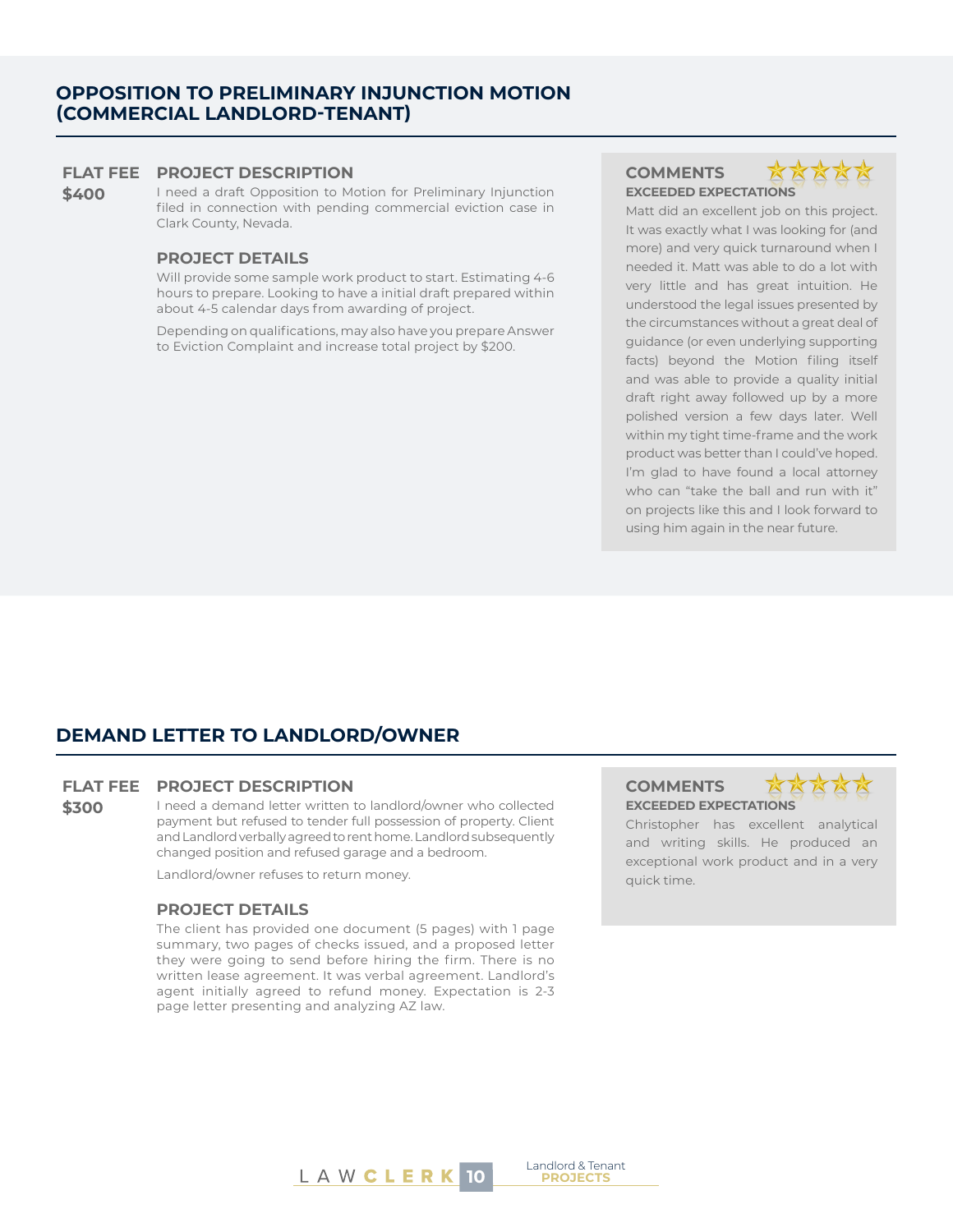## OPPOSITION TO PRELIMINARY INJUNCTION MOTION (COMMERCIAL LANDLORD-TENANT)

**FLAT FEE**
**$400**

### PROJECT DESCRIPTION

I need a draft Opposition to Motion for Preliminary Injunction filed in connection with pending commercial eviction case in Clark County, Nevada.

### PROJECT DETAILS

Will provide some sample work product to start. Estimating 4-6 hours to prepare. Looking to have a initial draft prepared within about 4-5 calendar days from awarding of project.

Depending on qualifications, may also have you prepare Answer to Eviction Complaint and increase total project by $200.

### COMMENTS

**EXCEEDED EXPECTATIONS**

Matt did an excellent job on this project. It was exactly what I was looking for (and more) and very quick turnaround when I needed it. Matt was able to do a lot with very little and has great intuition. He understood the legal issues presented by the circumstances without a great deal of guidance (or even underlying supporting facts) beyond the Motion filing itself and was able to provide a quality initial draft right away followed up by a more polished version a few days later. Well within my tight time-frame and the work product was better than I could've hoped. I'm glad to have found a local attorney who can "take the ball and run with it" on projects like this and I look forward to using him again in the near future.

## DEMAND LETTER TO LANDLORD/OWNER

**FLAT FEE**
**$300**

### PROJECT DESCRIPTION

I need a demand letter written to landlord/owner who collected payment but refused to tender full possession of property. Client and Landlord verbally agreed to rent home. Landlord subsequently changed position and refused garage and a bedroom.

Landlord/owner refuses to return money.

### PROJECT DETAILS

The client has provided one document (5 pages) with 1 page summary, two pages of checks issued, and a proposed letter they were going to send before hiring the firm. There is no written lease agreement. It was verbal agreement. Landlord's agent initially agreed to refund money. Expectation is 2-3 page letter presenting and analyzing AZ law.

### COMMENTS

**EXCEEDED EXPECTATIONS**

Christopher has excellent analytical and writing skills. He produced an exceptional work product and in a very quick time.